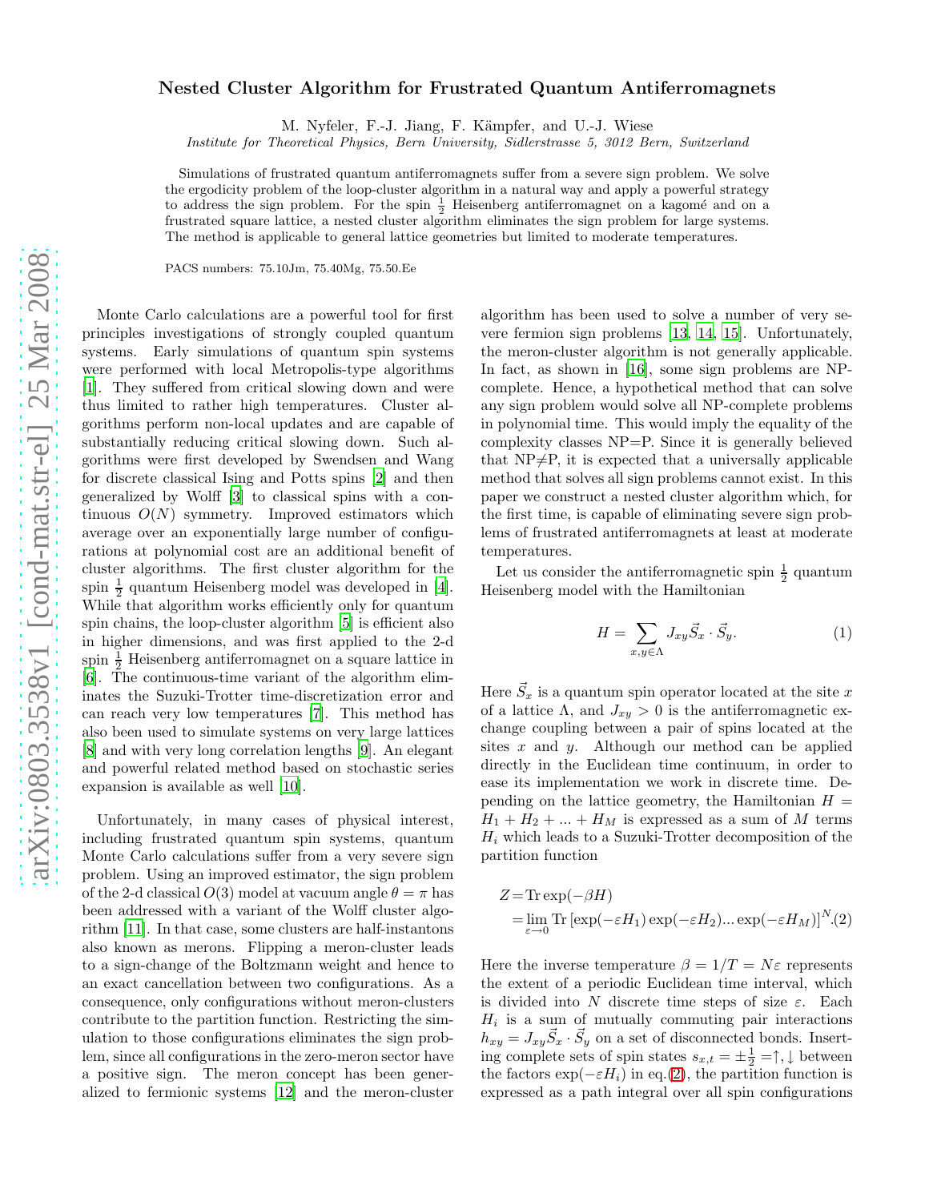# Nested Cluster Algorithm for Frustrated Quantum Antiferromagnets

M. Nyfeler, F.-J. Jiang, F. Kämpfer, and U.-J. Wiese

*Institute for Theoretical Physics, Bern University, Sidlerstrasse 5, 3012 Bern, Switzerland*

Simulations of frustrated quantum antiferromagnets suffer from a severe sign problem. We solve the ergodicity problem of the loop-cluster algorithm in a natural way and apply a powerful strategy to address the sign problem. For the spin $\frac{1}{2}$ Heisenberg antiferromagnet on a kagomé and on a frustrated square lattice, a nested cluster algorithm eliminates the sign problem for large systems. The method is applicable to general lattice geometries but limited to moderate temperatures.

PACS numbers: 75.10Jm, 75.40Mg, 75.50.Ee

Monte Carlo calculations are a powerful tool for first principles investigations of strongly coupled quantum systems. Early simulations of quantum spin systems were performed with local Metropolis-type algorithms [1]. They suffered from critical slowing down and were thus limited to rather high temperatures. Cluster algorithms perform non-local updates and are capable of substantially reducing critical slowing down. Such algorithms were first developed by Swendsen and Wang for discrete classical Ising and Potts spins [2] and then generalized by Wolff [3] to classical spins with a continuous $O(N)$ symmetry. Improved estimators which average over an exponentially large number of configurations at polynomial cost are an additional benefit of cluster algorithms. The first cluster algorithm for the spin $\frac{1}{2}$ quantum Heisenberg model was developed in [4]. While that algorithm works efficiently only for quantum spin chains, the loop-cluster algorithm [5] is efficient also in higher dimensions, and was first applied to the 2-d spin $\frac{1}{2}$ Heisenberg antiferromagnet on a square lattice in [6]. The continuous-time variant of the algorithm eliminates the Suzuki-Trotter time-discretization error and can reach very low temperatures [7]. This method has also been used to simulate systems on very large lattices [8] and with very long correlation lengths [9]. An elegant and powerful related method based on stochastic series expansion is available as well [10].

Unfortunately, in many cases of physical interest, including frustrated quantum spin systems, quantum Monte Carlo calculations suffer from a very severe sign problem. Using an improved estimator, the sign problem of the 2-d classical $O(3)$ model at vacuum angle $\theta = \pi$ has been addressed with a variant of the Wolff cluster algorithm [11]. In that case, some clusters are half-instantons also known as merons. Flipping a meron-cluster leads to a sign-change of the Boltzmann weight and hence to an exact cancellation between two configurations. As a consequence, only configurations without meron-clusters contribute to the partition function. Restricting the simulation to those configurations eliminates the sign problem, since all configurations in the zero-meron sector have a positive sign. The meron concept has been generalized to fermionic systems [12] and the meron-cluster algorithm has been used to solve a number of very severe fermion sign problems [13, 14, 15]. Unfortunately, the meron-cluster algorithm is not generally applicable. In fact, as shown in [16], some sign problems are NP-complete. Hence, a hypothetical method that can solve any sign problem would solve all NP-complete problems in polynomial time. This would imply the equality of the complexity classes NP=P. Since it is generally believed that NP≠P, it is expected that a universally applicable method that solves all sign problems cannot exist. In this paper we construct a nested cluster algorithm which, for the first time, is capable of eliminating severe sign problems of frustrated antiferromagnets at least at moderate temperatures.

Let us consider the antiferromagnetic spin $\frac{1}{2}$ quantum Heisenberg model with the Hamiltonian

$$H = \sum_{x,y \in \Lambda} J_{xy} \vec{S}_x \cdot \vec{S}_y. \qquad (1)$$

Here $\vec{S}_x$ is a quantum spin operator located at the site $x$ of a lattice $\Lambda$, and $J_{xy} > 0$ is the antiferromagnetic exchange coupling between a pair of spins located at the sites $x$ and $y$. Although our method can be applied directly in the Euclidean time continuum, in order to ease its implementation we work in discrete time. Depending on the lattice geometry, the Hamiltonian $H = H_1 + H_2 + ... + H_M$ is expressed as a sum of $M$ terms $H_i$ which leads to a Suzuki-Trotter decomposition of the partition function

$$\begin{aligned} Z &= \mathrm{Tr} \exp(-\beta H) \\ &= \lim_{\varepsilon \to 0} \mathrm{Tr} \left[\exp(-\varepsilon H_1) \exp(-\varepsilon H_2) ... \exp(-\varepsilon H_M)\right]^N . \end{aligned} \qquad (2)$$

Here the inverse temperature $\beta = 1/T = N\varepsilon$ represents the extent of a periodic Euclidean time interval, which is divided into $N$ discrete time steps of size $\varepsilon$. Each $H_i$ is a sum of mutually commuting pair interactions $h_{xy} = J_{xy} \vec{S}_x \cdot \vec{S}_y$ on a set of disconnected bonds. Inserting complete sets of spin states $s_{x,t} = \pm\frac{1}{2} = \uparrow, \downarrow$ between the factors $\exp(-\varepsilon H_i)$ in eq.(2), the partition function is expressed as a path integral over all spin configurations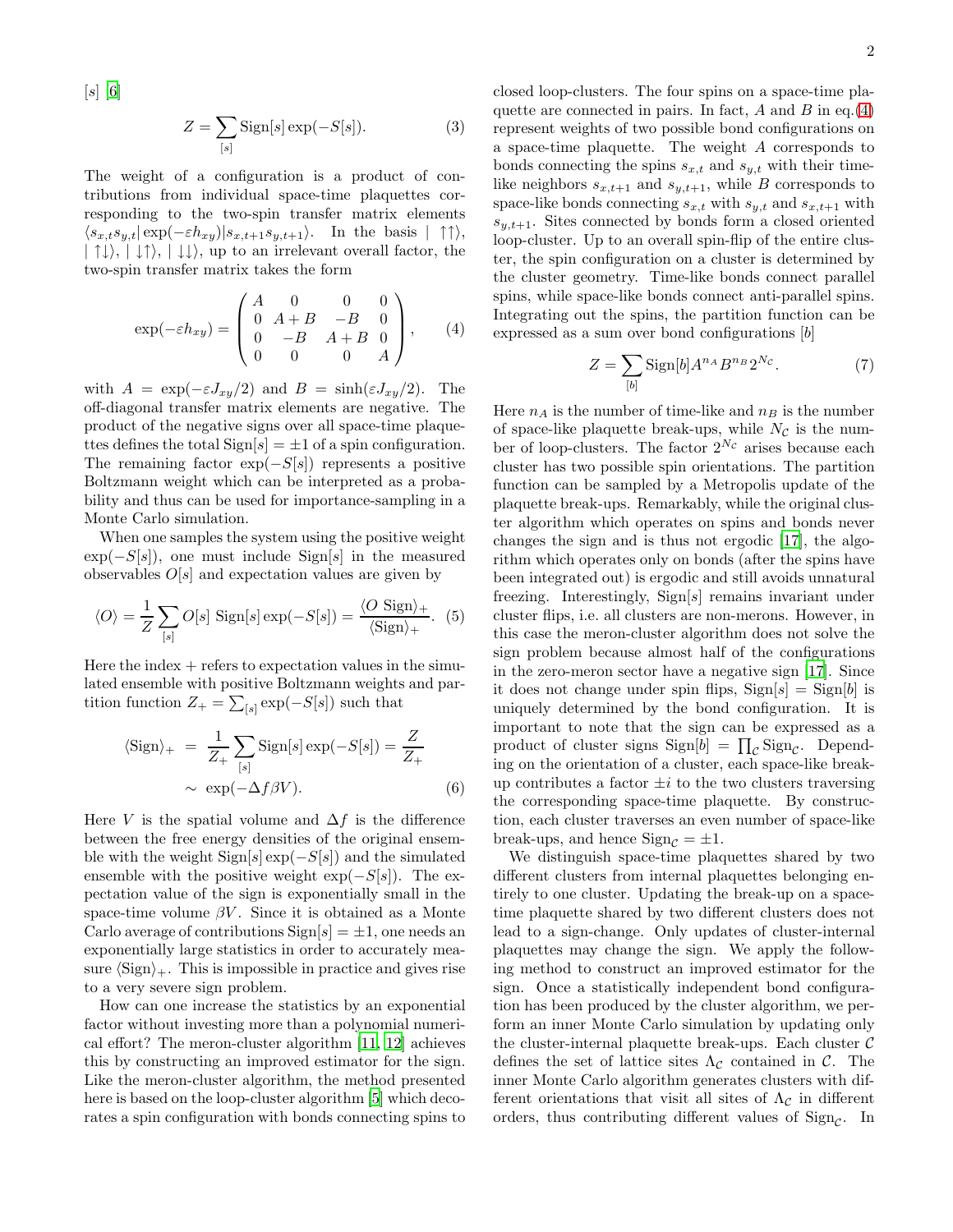$[s]$ [6]

$$Z = \sum_{[s]} \mathrm{Sign}[s] \exp(-S[s]). \quad (3)$$

The weight of a configuration is a product of contributions from individual space-time plaquettes corresponding to the two-spin transfer matrix elements $\langle s_{x,t} s_{y,t}| \exp(-\varepsilon h_{xy}) |s_{x,t+1} s_{y,t+1}\rangle$. In the basis $|\uparrow\uparrow\rangle$, $|\uparrow\downarrow\rangle$, $|\downarrow\uparrow\rangle$, $|\downarrow\downarrow\rangle$, up to an irrelevant overall factor, the two-spin transfer matrix takes the form

$$\exp(-\varepsilon h_{xy}) = \begin{pmatrix} A & 0 & 0 & 0 \\ 0 & A+B & -B & 0 \\ 0 & -B & A+B & 0 \\ 0 & 0 & 0 & A \end{pmatrix}, \quad (4)$$

with $A = \exp(-\varepsilon J_{xy}/2)$ and $B = \sinh(\varepsilon J_{xy}/2)$. The off-diagonal transfer matrix elements are negative. The product of the negative signs over all space-time plaquettes defines the total $\mathrm{Sign}[s] = \pm 1$ of a spin configuration. The remaining factor $\exp(-S[s])$ represents a positive Boltzmann weight which can be interpreted as a probability and thus can be used for importance-sampling in a Monte Carlo simulation.

When one samples the system using the positive weight $\exp(-S[s])$, one must include $\mathrm{Sign}[s]$ in the measured observables $O[s]$ and expectation values are given by

$$\langle O \rangle = \frac{1}{Z} \sum_{[s]} O[s] \ \mathrm{Sign}[s] \exp(-S[s]) = \frac{\langle O \ \mathrm{Sign}\rangle_+}{\langle \mathrm{Sign}\rangle_+}. \quad (5)$$

Here the index $+$ refers to expectation values in the simulated ensemble with positive Boltzmann weights and partition function $Z_+ = \sum_{[s]} \exp(-S[s])$ such that

$$\langle \mathrm{Sign}\rangle_+ = \frac{1}{Z_+} \sum_{[s]} \mathrm{Sign}[s] \exp(-S[s]) = \frac{Z}{Z_+} \sim \exp(-\Delta f \beta V). \quad (6)$$

Here $V$ is the spatial volume and $\Delta f$ is the difference between the free energy densities of the original ensemble with the weight $\mathrm{Sign}[s]\exp(-S[s])$ and the simulated ensemble with the positive weight $\exp(-S[s])$. The expectation value of the sign is exponentially small in the space-time volume $\beta V$. Since it is obtained as a Monte Carlo average of contributions $\mathrm{Sign}[s] = \pm 1$, one needs an exponentially large statistics in order to accurately measure $\langle \mathrm{Sign}\rangle_+$. This is impossible in practice and gives rise to a very severe sign problem.

How can one increase the statistics by an exponential factor without investing more than a polynomial numerical effort? The meron-cluster algorithm [11, 12] achieves this by constructing an improved estimator for the sign. Like the meron-cluster algorithm, the method presented here is based on the loop-cluster algorithm [5] which decorates a spin configuration with bonds connecting spins to closed loop-clusters. The four spins on a space-time plaquette are connected in pairs. In fact, $A$ and $B$ in eq.(4) represent weights of two possible bond configurations on a space-time plaquette. The weight $A$ corresponds to bonds connecting the spins $s_{x,t}$ and $s_{y,t}$ with their time-like neighbors $s_{x,t+1}$ and $s_{y,t+1}$, while $B$ corresponds to space-like bonds connecting $s_{x,t}$ with $s_{y,t}$ and $s_{x,t+1}$ with $s_{y,t+1}$. Sites connected by bonds form a closed oriented loop-cluster. Up to an overall spin-flip of the entire cluster, the spin configuration on a cluster is determined by the cluster geometry. Time-like bonds connect parallel spins, while space-like bonds connect anti-parallel spins. Integrating out the spins, the partition function can be expressed as a sum over bond configurations $[b]$

$$Z = \sum_{[b]} \mathrm{Sign}[b] A^{n_A} B^{n_B} 2^{N_\mathcal{C}}. \quad (7)$$

Here $n_A$ is the number of time-like and $n_B$ is the number of space-like plaquette break-ups, while $N_\mathcal{C}$ is the number of loop-clusters. The factor $2^{N_\mathcal{C}}$ arises because each cluster has two possible spin orientations. The partition function can be sampled by a Metropolis update of the plaquette break-ups. Remarkably, while the original cluster algorithm which operates on spins and bonds never changes the sign and is thus not ergodic [17], the algorithm which operates only on bonds (after the spins have been integrated out) is ergodic and still avoids unnatural freezing. Interestingly, $\mathrm{Sign}[s]$ remains invariant under cluster flips, i.e. all clusters are non-merons. However, in this case the meron-cluster algorithm does not solve the sign problem because almost half of the configurations in the zero-meron sector have a negative sign [17]. Since it does not change under spin flips, $\mathrm{Sign}[s] = \mathrm{Sign}[b]$ is uniquely determined by the bond configuration. It is important to note that the sign can be expressed as a product of cluster signs $\mathrm{Sign}[b] = \prod_\mathcal{C} \mathrm{Sign}_\mathcal{C}$. Depending on the orientation of a cluster, each space-like break-up contributes a factor $\pm i$ to the two clusters traversing the corresponding space-time plaquette. By construction, each cluster traverses an even number of space-like break-ups, and hence $\mathrm{Sign}_\mathcal{C} = \pm 1$.

We distinguish space-time plaquettes shared by two different clusters from internal plaquettes belonging entirely to one cluster. Updating the break-up on a space-time plaquette shared by two different clusters does not lead to a sign-change. Only updates of cluster-internal plaquettes may change the sign. We apply the following method to construct an improved estimator for the sign. Once a statistically independent bond configuration has been produced by the cluster algorithm, we perform an inner Monte Carlo simulation by updating only the cluster-internal plaquette break-ups. Each cluster $\mathcal{C}$ defines the set of lattice sites $\Lambda_\mathcal{C}$ contained in $\mathcal{C}$. The inner Monte Carlo algorithm generates clusters with different orientations that visit all sites of $\Lambda_\mathcal{C}$ in different orders, thus contributing different values of $\mathrm{Sign}_\mathcal{C}$. In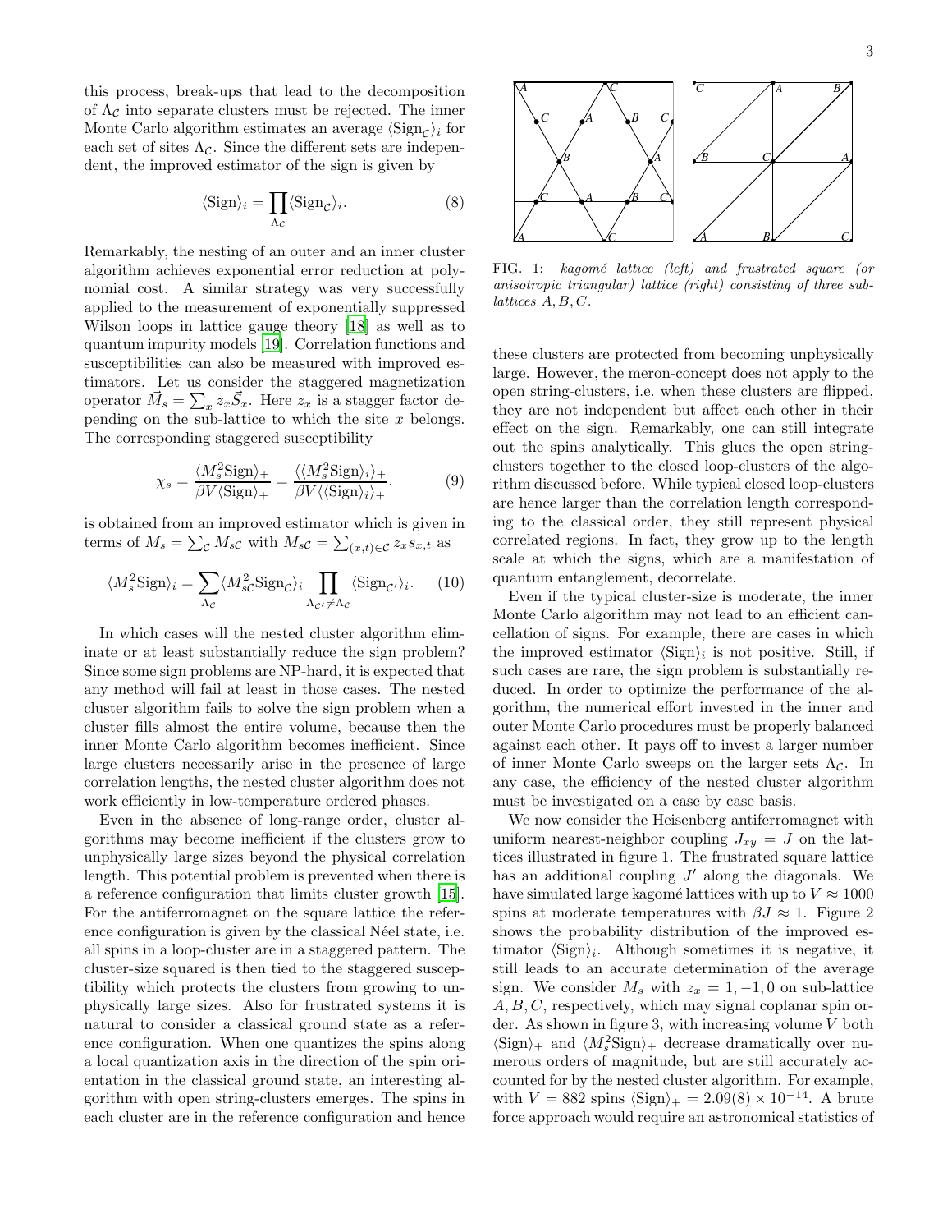this process, break-ups that lead to the decomposition of $\Lambda_\mathcal{C}$ into separate clusters must be rejected. The inner Monte Carlo algorithm estimates an average $\langle \text{Sign}_\mathcal{C} \rangle_i$ for each set of sites $\Lambda_\mathcal{C}$. Since the different sets are independent, the improved estimator of the sign is given by

$$\langle \text{Sign} \rangle_i = \prod_{\Lambda_\mathcal{C}} \langle \text{Sign}_\mathcal{C} \rangle_i. \tag{8}$$

Remarkably, the nesting of an outer and an inner cluster algorithm achieves exponential error reduction at polynomial cost. A similar strategy was very successfully applied to the measurement of exponentially suppressed Wilson loops in lattice gauge theory [18] as well as to quantum impurity models [19]. Correlation functions and susceptibilities can also be measured with improved estimators. Let us consider the staggered magnetization operator $\vec{M}_s = \sum_x z_x \vec{S}_x$. Here $z_x$ is a stagger factor depending on the sub-lattice to which the site $x$ belongs. The corresponding staggered susceptibility

$$\chi_s = \frac{\langle M_s^2 \text{Sign} \rangle_+}{\beta V \langle \text{Sign} \rangle_+} = \frac{\langle \langle M_s^2 \text{Sign} \rangle_i \rangle_+}{\beta V \langle \langle \text{Sign} \rangle_i \rangle_+}. \tag{9}$$

is obtained from an improved estimator which is given in terms of $M_s = \sum_\mathcal{C} M_{s\mathcal{C}}$ with $M_{s\mathcal{C}} = \sum_{(x,t)\in\mathcal{C}} z_x s_{x,t}$ as

$$\langle M_s^2 \text{Sign} \rangle_i = \sum_{\Lambda_\mathcal{C}} \langle M_{s\mathcal{C}}^2 \text{Sign}_\mathcal{C} \rangle_i \prod_{\Lambda_{\mathcal{C}'} \neq \Lambda_\mathcal{C}} \langle \text{Sign}_{\mathcal{C}'} \rangle_i. \tag{10}$$

In which cases will the nested cluster algorithm eliminate or at least substantially reduce the sign problem? Since some sign problems are NP-hard, it is expected that any method will fail at least in those cases. The nested cluster algorithm fails to solve the sign problem when a cluster fills almost the entire volume, because then the inner Monte Carlo algorithm becomes inefficient. Since large clusters necessarily arise in the presence of large correlation lengths, the nested cluster algorithm does not work efficiently in low-temperature ordered phases.

Even in the absence of long-range order, cluster algorithms may become inefficient if the clusters grow to unphysically large sizes beyond the physical correlation length. This potential problem is prevented when there is a reference configuration that limits cluster growth [15]. For the antiferromagnet on the square lattice the reference configuration is given by the classical Néel state, i.e. all spins in a loop-cluster are in a staggered pattern. The cluster-size squared is then tied to the staggered susceptibility which protects the clusters from growing to unphysically large sizes. Also for frustrated systems it is natural to consider a classical ground state as a reference configuration. When one quantizes the spins along a local quantization axis in the direction of the spin orientation in the classical ground state, an interesting algorithm with open string-clusters emerges. The spins in each cluster are in the reference configuration and hence

FIG. 1: *kagomé lattice (left) and frustrated square (or anisotropic triangular) lattice (right) consisting of three sublattices $A, B, C$.*

these clusters are protected from becoming unphysically large. However, the meron-concept does not apply to the open string-clusters, i.e. when these clusters are flipped, they are not independent but affect each other in their effect on the sign. Remarkably, one can still integrate out the spins analytically. This glues the open string-clusters together to the closed loop-clusters of the algorithm discussed before. While typical closed loop-clusters are hence larger than the correlation length corresponding to the classical order, they still represent physical correlated regions. In fact, they grow up to the length scale at which the signs, which are a manifestation of quantum entanglement, decorrelate.

Even if the typical cluster-size is moderate, the inner Monte Carlo algorithm may not lead to an efficient cancellation of signs. For example, there are cases in which the improved estimator $\langle \text{Sign} \rangle_i$ is not positive. Still, if such cases are rare, the sign problem is substantially reduced. In order to optimize the performance of the algorithm, the numerical effort invested in the inner and outer Monte Carlo procedures must be properly balanced against each other. It pays off to invest a larger number of inner Monte Carlo sweeps on the larger sets $\Lambda_\mathcal{C}$. In any case, the efficiency of the nested cluster algorithm must be investigated on a case by case basis.

We now consider the Heisenberg antiferromagnet with uniform nearest-neighbor coupling $J_{xy} = J$ on the lattices illustrated in figure 1. The frustrated square lattice has an additional coupling $J'$ along the diagonals. We have simulated large kagomé lattices with up to $V \approx 1000$ spins at moderate temperatures with $\beta J \approx 1$. Figure 2 shows the probability distribution of the improved estimator $\langle \text{Sign} \rangle_i$. Although sometimes it is negative, it still leads to an accurate determination of the average sign. We consider $M_s$ with $z_x = 1, -1, 0$ on sub-lattice $A, B, C$, respectively, which may signal coplanar spin order. As shown in figure 3, with increasing volume $V$ both $\langle \text{Sign} \rangle_+$ and $\langle M_s^2 \text{Sign} \rangle_+$ decrease dramatically over numerous orders of magnitude, but are still accurately accounted for by the nested cluster algorithm. For example, with $V = 882$ spins $\langle \text{Sign} \rangle_+ = 2.09(8) \times 10^{-14}$. A brute force approach would require an astronomical statistics of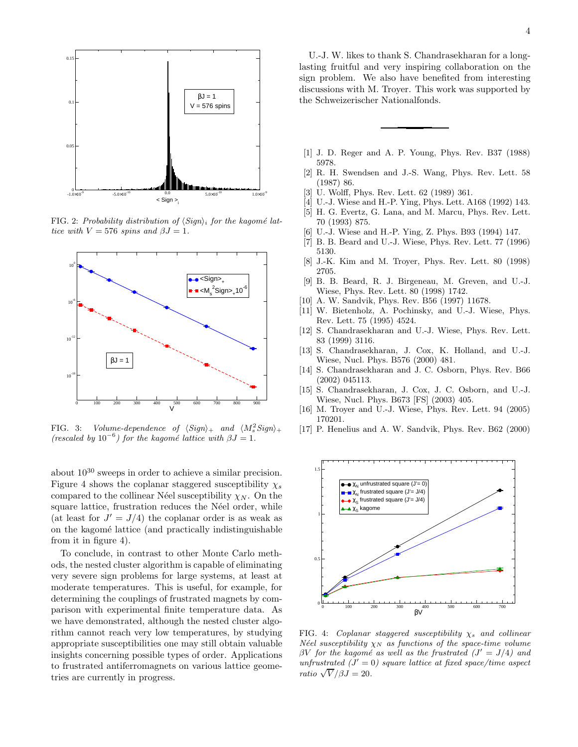FIG. 2: *Probability distribution of $\langle Sign \rangle_i$ for the kagomé lattice with $V = 576$ spins and $\beta J = 1$.*

FIG. 3: *Volume-dependence of $\langle Sign \rangle_+$ and $\langle M_s^2 Sign \rangle_+$ (rescaled by $10^{-6}$) for the kagomé lattice with $\beta J = 1$.*

about $10^{30}$ sweeps in order to achieve a similar precision. Figure 4 shows the coplanar staggered susceptibility $\chi_s$ compared to the collinear Néel susceptibility $\chi_N$. On the square lattice, frustration reduces the Néel order, while (at least for $J' = J/4$) the coplanar order is as weak as on the kagomé lattice (and practically indistinguishable from it in figure 4).

To conclude, in contrast to other Monte Carlo methods, the nested cluster algorithm is capable of eliminating very severe sign problems for large systems, at least at moderate temperatures. This is useful, for example, for determining the couplings of frustrated magnets by comparison with experimental finite temperature data. As we have demonstrated, although the nested cluster algorithm cannot reach very low temperatures, by studying appropriate susceptibilities one may still obtain valuable insights concerning possible types of order. Applications to frustrated antiferromagnets on various lattice geometries are currently in progress.

U.-J. W. likes to thank S. Chandrasekharan for a long-lasting fruitful and very inspiring collaboration on the sign problem. We also have benefited from interesting discussions with M. Troyer. This work was supported by the Schweizerischer Nationalfonds.

---

[1] J. D. Reger and A. P. Young, Phys. Rev. B37 (1988) 5978.
[2] R. H. Swendsen and J.-S. Wang, Phys. Rev. Lett. 58 (1987) 86.
[3] U. Wolff, Phys. Rev. Lett. 62 (1989) 361.
[4] U.-J. Wiese and H.-P. Ying, Phys. Lett. A168 (1992) 143.
[5] H. G. Evertz, G. Lana, and M. Marcu, Phys. Rev. Lett. 70 (1993) 875.
[6] U.-J. Wiese and H.-P. Ying, Z. Phys. B93 (1994) 147.
[7] B. B. Beard and U.-J. Wiese, Phys. Rev. Lett. 77 (1996) 5130.
[8] J.-K. Kim and M. Troyer, Phys. Rev. Lett. 80 (1998) 2705.
[9] B. B. Beard, R. J. Birgeneau, M. Greven, and U.-J. Wiese, Phys. Rev. Lett. 80 (1998) 1742.
[10] A. W. Sandvik, Phys. Rev. B56 (1997) 11678.
[11] W. Bietenholz, A. Pochinsky, and U.-J. Wiese, Phys. Rev. Lett. 75 (1995) 4524.
[12] S. Chandrasekharan and U.-J. Wiese, Phys. Rev. Lett. 83 (1999) 3116.
[13] S. Chandrasekharan, J. Cox, K. Holland, and U.-J. Wiese, Nucl. Phys. B576 (2000) 481.
[14] S. Chandrasekharan and J. C. Osborn, Phys. Rev. B66 (2002) 045113.
[15] S. Chandrasekharan, J. Cox, J. C. Osborn, and U.-J. Wiese, Nucl. Phys. B673 [FS] (2003) 405.
[16] M. Troyer and U.-J. Wiese, Phys. Rev. Lett. 94 (2005) 170201.
[17] P. Henelius and A. W. Sandvik, Phys. Rev. B62 (2000)

FIG. 4: *Coplanar staggered susceptibility $\chi_s$ and collinear Néel susceptibility $\chi_N$ as functions of the space-time volume $\beta V$ for the kagomé as well as the frustrated ($J' = J/4$) and unfrustrated ($J' = 0$) square lattice at fixed space/time aspect ratio $\sqrt{V}/\beta J = 20$.*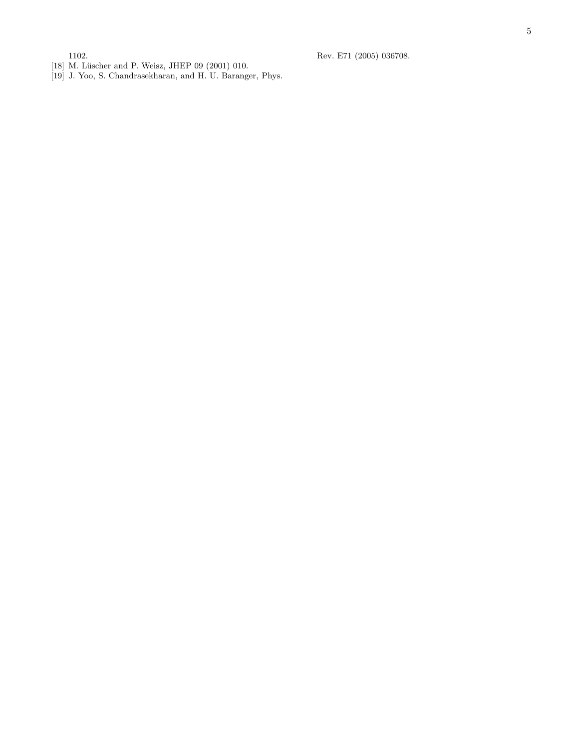1102.

[18] M. Lüscher and P. Weisz, JHEP 09 (2001) 010.

[19] J. Yoo, S. Chandrasekharan, and H. U. Baranger, Phys. Rev. E71 (2005) 036708.